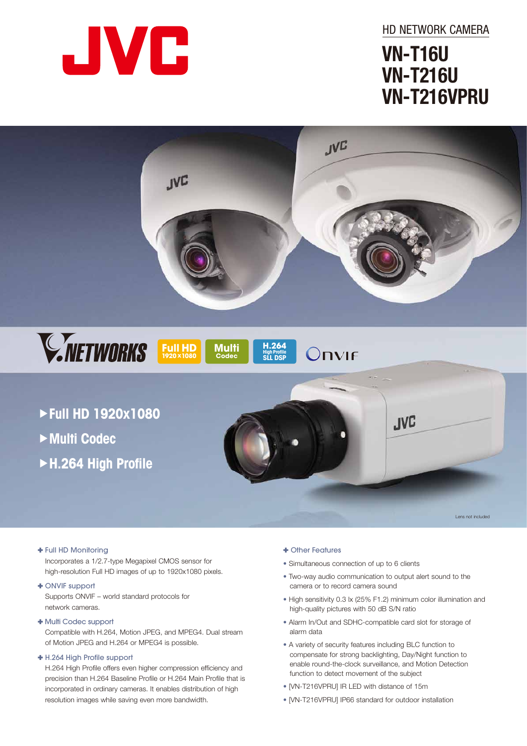JVC

HD NETWORK CAMERA

# VN-T16U
# VN-T216U
# VN-T216VPRU

V.NETWORKS | Full HD 1920 x 1080 | Multi Codec | H.264 High Profile SLL DSP | ONVIF

- ▶Full HD 1920x1080
- ▶Multi Codec
- ▶H.264 High Profile

Lens not included

### ✚ Full HD Monitoring

Incorporates a 1/2.7-type Megapixel CMOS sensor for high-resolution Full HD images of up to 1920x1080 pixels.

### ✚ ONVIF support

Supports ONVIF – world standard protocols for network cameras.

### ✚ Multi Codec support

Compatible with H.264, Motion JPEG, and MPEG4. Dual stream of Motion JPEG and H.264 or MPEG4 is possible.

### ✚ H.264 High Profile support

H.264 High Profile offers even higher compression efficiency and precision than H.264 Baseline Profile or H.264 Main Profile that is incorporated in ordinary cameras. It enables distribution of high resolution images while saving even more bandwidth.

### ✚ Other Features

- Simultaneous connection of up to 6 clients
- Two-way audio communication to output alert sound to the camera or to record camera sound
- High sensitivity 0.3 lx (25% F1.2) minimum color illumination and high-quality pictures with 50 dB S/N ratio
- Alarm In/Out and SDHC-compatible card slot for storage of alarm data
- A variety of security features including BLC function to compensate for strong backlighting, Day/Night function to enable round-the-clock surveillance, and Motion Detection function to detect movement of the subject
- [VN-T216VPRU] IR LED with distance of 15m
- [VN-T216VPRU] IP66 standard for outdoor installation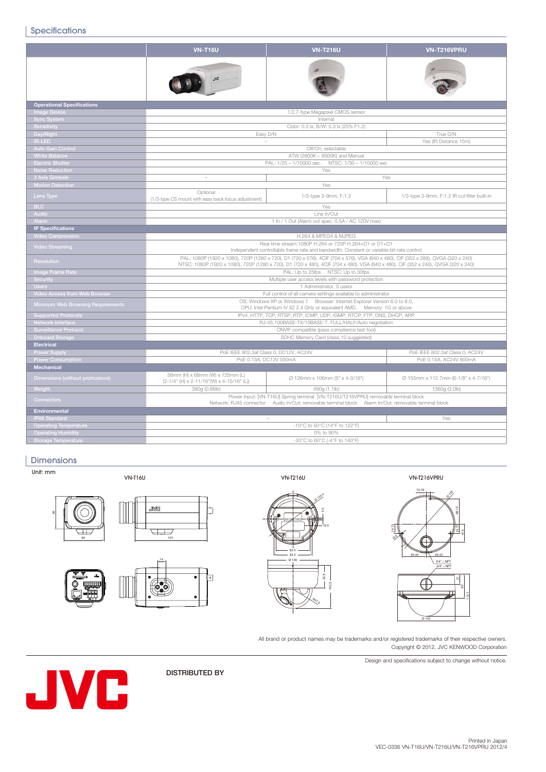## Specifications

| | VN-T16U | VN-T216U | VN-T216VPRU |
|---|---|---|---|
| **Operational Specifications** | | | |
| Image Device | 1/2.7-type Megapixel CMOS sensor | | |
| Sync System | Internal | | |
| Sensitivity | Color: 0.3 lx, B/W: 0.3 lx (25% F1.2) | | |
| Day/Night | Easy D/N | | True D/N |
| IR-LED | – | | Yes (IR Distance 15m) |
| Auto Gain Control | Off/On, selectable | | |
| White Balance | ATW (2800K – 8500K) and Manual | | |
| Electric Shutter | PAL: 1/25 – 1/10000 sec. NTSC: 1/30 – 1/10000 sec | | |
| Noise Reduction | Yes | | |
| 3 Axis Gimbals | – | Yes | |
| Motion Detection | Yes | | |
| Lens Type | Optional (1/3-type CS mount with easy back focus adjustment) | 1/3-type 3-9mm, F:1.2 | 1/3-type 3-9mm, F:1.2 IR cut filter built-in |
| BLC | Yes | | |
| Audio | Line In/Out | | |
| Alarm | 1 In / 1 Out (Alarm out spec: 0.5A / AC 120V max) | | |
| **IP Specifications** | | | |
| Video Compression | H.264 & MPEG4 & MJPEG | | |
| Video Streaming | Real time stream:1080P H.264 or 720P H.264+D1 or D1+D1<br>Independent controllable frame rate and bandwidth. Constant or variable bit-rate control | | |
| Resolution | PAL: 1080P (1920 x 1080), 720P (1280 x 720), D1 (720 x 576), 4CIF (704 x 576), VGA (640 x 480), CIF (352 x 288), QVGA (320 x 240)<br>NTSC: 1080P (1920 x 1080), 720P (1280 x 720), D1 (720 x 480), 4CIF (704 x 480), VGA (640 x 480), CIF (352 x 240), QVGA (320 x 240) | | |
| Image Frame Rate | PAL: Up to 25fps NTSC: Up to 30fps | | |
| Security | Multiple user access levels with password protection | | |
| Users | 1 Administrator, 5 users | | |
| Video Access from Web Browser | Full control of all camera settings available to administrator | | |
| Minimum Web Browsing Requirements | OS: Windows XP or Windows 7 Browser: Internet Explorer Version 6.0 to 8.0,<br>CPU: Intel Pentium IV X2 2.4 GHz or equivalent AMD, Memory: 1G or above | | |
| Supported Protocols | IPv4, HTTP, TCP, RTSP, RTP, ICMP, UDP, IGMP, RTCP, FTP, DNS, DHCP, ARP | | |
| Network interface | RJ-45,100BASE-TX/10BASE-T, FULL/HALF/Auto negotiation | | |
| Surveillance Protocol | ONVIF compatible (pass compliance test tool) | | |
| Onboard Storage | SDHC Memory Card (class 10 suggested) | | |
| **Electrical** | | | |
| Power Supply | PoE IEEE 802.3af Class 0, DC12V, AC24V | | PoE IEEE 802.3af Class 0, AC24V |
| Power Consumption | PoE 0.13A, DC12V 550mA | | PoE 0.15A, AC24V 800mA |
| **Mechanical** | | | |
| Dimensions (without protrusions) | 56mm (H) x 68mm (W) x 125mm (L)<br>(2-1/4" (H) x 2-11/16"(W) x 4-15/16" (L)) | Ø 126mm x 106mm (5" x 4-3/16") | Ø 155mm x 112.7mm (6-1/8" x 4-7/16") |
| Weight | 390g (0.86lb) | 490g (1.1lb) | 1360g (3.0lb) |
| Connectors | Power Input: [VN-T16U] Spring terminal [VN-T216U/T216VPRU] removable terminal block<br>Network: RJ45 connector Audio In/Out: removable terminal block Alarm In/Out: removable terminal block | | |
| **Environmental** | | | |
| IP66 Standard | – | | Yes |
| Operating Temperature | -10°C to 50°C (14°F to 122°F) | | |
| Operating Humidity | 0% to 90% | | |
| Storage Temperature | -20°C to 60°C (-4°F to 140°F) | | |

## Dimensions

Unit: mm

VN-T16U

56
69
125
14

VN-T216U

Ø 124.4
5.0
10.0
82.5
92.5
Ø 126
55.9
105.8
R47.5

VN-T216VPRU

10.79
Ø 139
68.15
24.75
24.75
47.5
Ø 6
64.42
64.42
3/4" – NPT
3/4" – NPT
27
65
112.7
Ø 155

All brand or product names may be trademarks and/or registered trademarks of their respective owners.
Copyright © 2012, JVC KENWOOD Corporation

Design and specifications subject to change without notice.

JVC

DISTRIBUTED BY

Printed in Japan
VEC-0336 VN-T16U/VN-T216U/VN-T216VPRU 2012/4